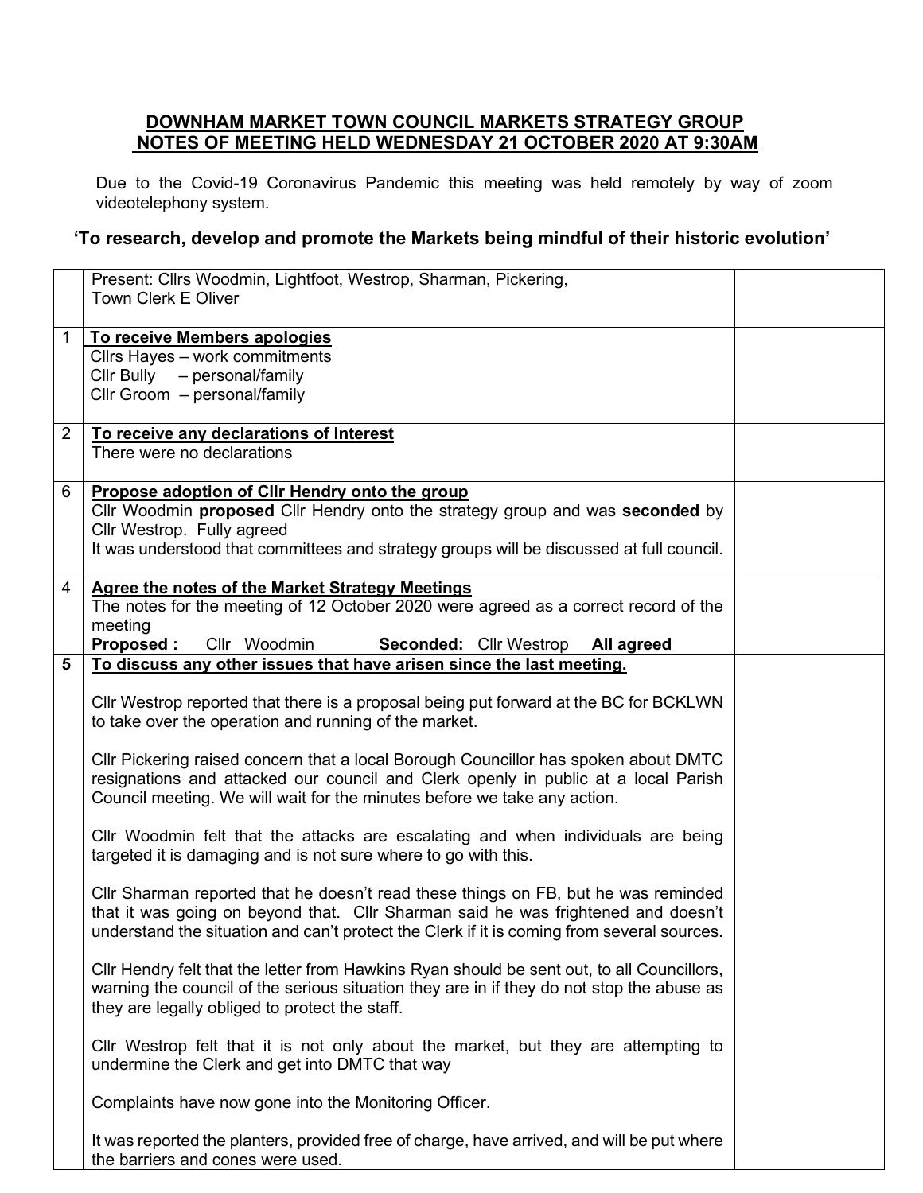**DOWNHAM MARKET TOWN COUNCIL MARKETS STRATEGY GROUP**
**NOTES OF MEETING HELD WEDNESDAY 21 OCTOBER 2020 AT 9:30AM**

Due to the Covid-19 Coronavirus Pandemic this meeting was held remotely by way of zoom videotelephony system.

**'To research, develop and promote the Markets being mindful of their historic evolution'**

| | | |
|---|---|---|
| | Present: Cllrs Woodmin, Lightfoot, Westrop, Sharman, Pickering,<br>Town Clerk E Oliver | |
| 1 | **To receive Members apologies**<br>Cllrs Hayes – work commitments<br>Cllr Bully – personal/family<br>Cllr Groom – personal/family | |
| 2 | **To receive any declarations of Interest**<br>There were no declarations | |
| 6 | **Propose adoption of Cllr Hendry onto the group**<br>Cllr Woodmin **proposed** Cllr Hendry onto the strategy group and was **seconded** by Cllr Westrop. Fully agreed<br>It was understood that committees and strategy groups will be discussed at full council. | |
| 4 | **Agree the notes of the Market Strategy Meetings**<br>The notes for the meeting of 12 October 2020 were agreed as a correct record of the meeting<br>**Proposed :** Cllr Woodmin **Seconded:** Cllr Westrop **All agreed** | |
| **5** | **To discuss any other issues that have arisen since the last meeting.**<br><br>Cllr Westrop reported that there is a proposal being put forward at the BC for BCKLWN to take over the operation and running of the market.<br><br>Cllr Pickering raised concern that a local Borough Councillor has spoken about DMTC resignations and attacked our council and Clerk openly in public at a local Parish Council meeting. We will wait for the minutes before we take any action.<br><br>Cllr Woodmin felt that the attacks are escalating and when individuals are being targeted it is damaging and is not sure where to go with this.<br><br>Cllr Sharman reported that he doesn't read these things on FB, but he was reminded that it was going on beyond that. Cllr Sharman said he was frightened and doesn't understand the situation and can't protect the Clerk if it is coming from several sources.<br><br>Cllr Hendry felt that the letter from Hawkins Ryan should be sent out, to all Councillors, warning the council of the serious situation they are in if they do not stop the abuse as they are legally obliged to protect the staff.<br><br>Cllr Westrop felt that it is not only about the market, but they are attempting to undermine the Clerk and get into DMTC that way<br><br>Complaints have now gone into the Monitoring Officer.<br><br>It was reported the planters, provided free of charge, have arrived, and will be put where the barriers and cones were used. | |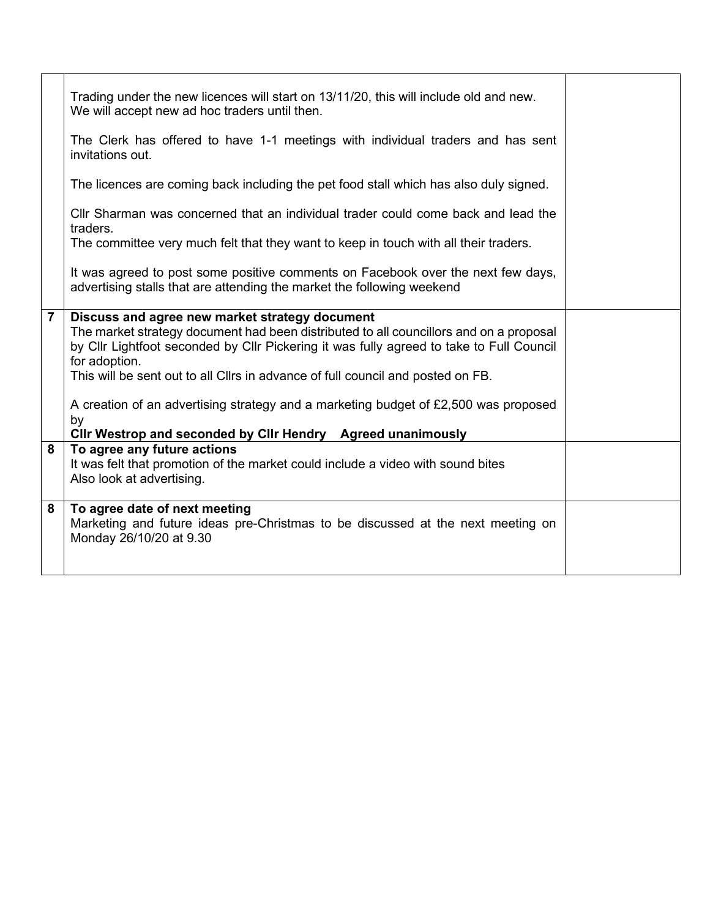| | | |
|---|---|---|
| | Trading under the new licences will start on 13/11/20, this will include old and new. We will accept new ad hoc traders until then.<br><br>The Clerk has offered to have 1-1 meetings with individual traders and has sent invitations out.<br><br>The licences are coming back including the pet food stall which has also duly signed.<br><br>Cllr Sharman was concerned that an individual trader could come back and lead the traders.<br>The committee very much felt that they want to keep in touch with all their traders.<br><br>It was agreed to post some positive comments on Facebook over the next few days, advertising stalls that are attending the market the following weekend | |
| 7 | **Discuss and agree new market strategy document**<br>The market strategy document had been distributed to all councillors and on a proposal by Cllr Lightfoot seconded by Cllr Pickering it was fully agreed to take to Full Council for adoption.<br>This will be sent out to all Cllrs in advance of full council and posted on FB.<br><br>A creation of an advertising strategy and a marketing budget of £2,500 was proposed by<br>**Cllr Westrop and seconded by Cllr Hendry Agreed unanimously** | |
| 8 | **To agree any future actions**<br>It was felt that promotion of the market could include a video with sound bites<br>Also look at advertising. | |
| 8 | **To agree date of next meeting**<br>Marketing and future ideas pre-Christmas to be discussed at the next meeting on Monday 26/10/20 at 9.30 | |